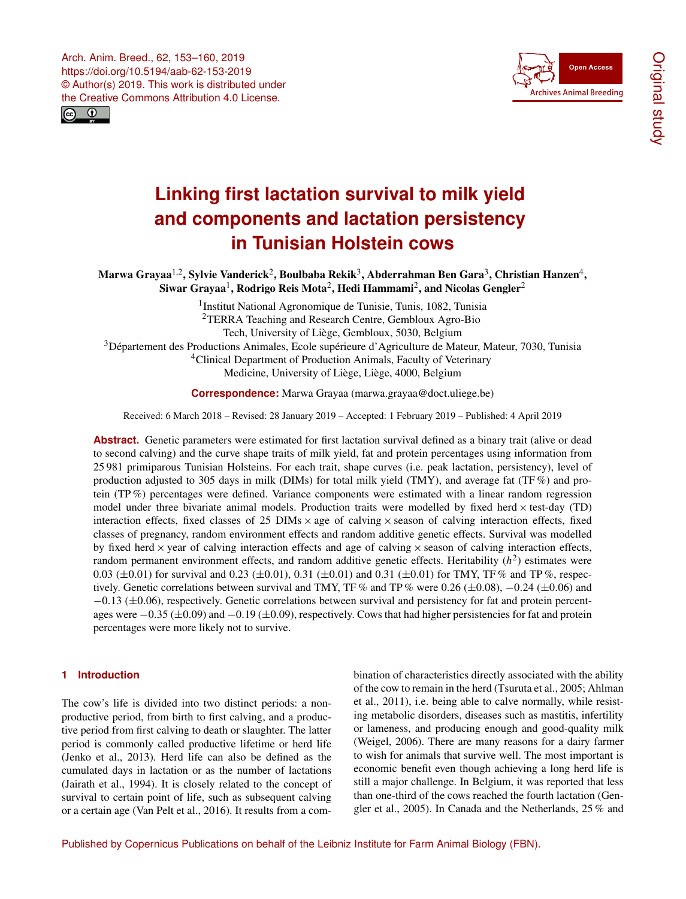# Linking first lactation survival to milk yield and components and lactation persistency in Tunisian Holstein cows

**Marwa Grayaa[1,2], Sylvie Vanderick[2], Boulbaba Rekik[3], Abderrahman Ben Gara[3], Christian Hanzen[4], Siwar Grayaa[1], Rodrigo Reis Mota[2], Hedi Hammami[2], and Nicolas Gengler[2]**

[1]Institut National Agronomique de Tunisie, Tunis, 1082, Tunisia
[2]TERRA Teaching and Research Centre, Gembloux Agro-Bio Tech, University of Liège, Gembloux, 5030, Belgium
[3]Département des Productions Animales, Ecole supérieure d'Agriculture de Mateur, Mateur, 7030, Tunisia
[4]Clinical Department of Production Animals, Faculty of Veterinary Medicine, University of Liège, Liège, 4000, Belgium

**Correspondence:** Marwa Grayaa (marwa.grayaa@doct.uliege.be)

Received: 6 March 2018 – Revised: 28 January 2019 – Accepted: 1 February 2019 – Published: 4 April 2019

**Abstract.** Genetic parameters were estimated for first lactation survival defined as a binary trait (alive or dead to second calving) and the curve shape traits of milk yield, fat and protein percentages using information from 25 981 primiparous Tunisian Holsteins. For each trait, shape curves (i.e. peak lactation, persistency), level of production adjusted to 305 days in milk (DIMs) for total milk yield (TMY), and average fat (TF %) and protein (TP %) percentages were defined. Variance components were estimated with a linear random regression model under three bivariate animal models. Production traits were modelled by fixed herd × test-day (TD) interaction effects, fixed classes of 25 DIMs × age of calving × season of calving interaction effects, fixed classes of pregnancy, random environment effects and random additive genetic effects. Survival was modelled by fixed herd × year of calving interaction effects and age of calving × season of calving interaction effects, random permanent environment effects, and random additive genetic effects. Heritability ($h^2$) estimates were 0.03 (±0.01) for survival and 0.23 (±0.01), 0.31 (±0.01) and 0.31 (±0.01) for TMY, TF % and TP %, respectively. Genetic correlations between survival and TMY, TF % and TP % were 0.26 (±0.08), −0.24 (±0.06) and −0.13 (±0.06), respectively. Genetic correlations between survival and persistency for fat and protein percentages were −0.35 (±0.09) and −0.19 (±0.09), respectively. Cows that had higher persistencies for fat and protein percentages were more likely not to survive.

## 1 Introduction

The cow's life is divided into two distinct periods: a non-productive period, from birth to first calving, and a productive period from first calving to death or slaughter. The latter period is commonly called productive lifetime or herd life (Jenko et al., 2013). Herd life can also be defined as the cumulated days in lactation or as the number of lactations (Jairath et al., 1994). It is closely related to the concept of survival to certain point of life, such as subsequent calving or a certain age (Van Pelt et al., 2016). It results from a combination of characteristics directly associated with the ability of the cow to remain in the herd (Tsuruta et al., 2005; Ahlman et al., 2011), i.e. being able to calve normally, while resisting metabolic disorders, diseases such as mastitis, infertility or lameness, and producing enough and good-quality milk (Weigel, 2006). There are many reasons for a dairy farmer to wish for animals that survive well. The most important is economic benefit even though achieving a long herd life is still a major challenge. In Belgium, it was reported that less than one-third of the cows reached the fourth lactation (Gengler et al., 2005). In Canada and the Netherlands, 25 % and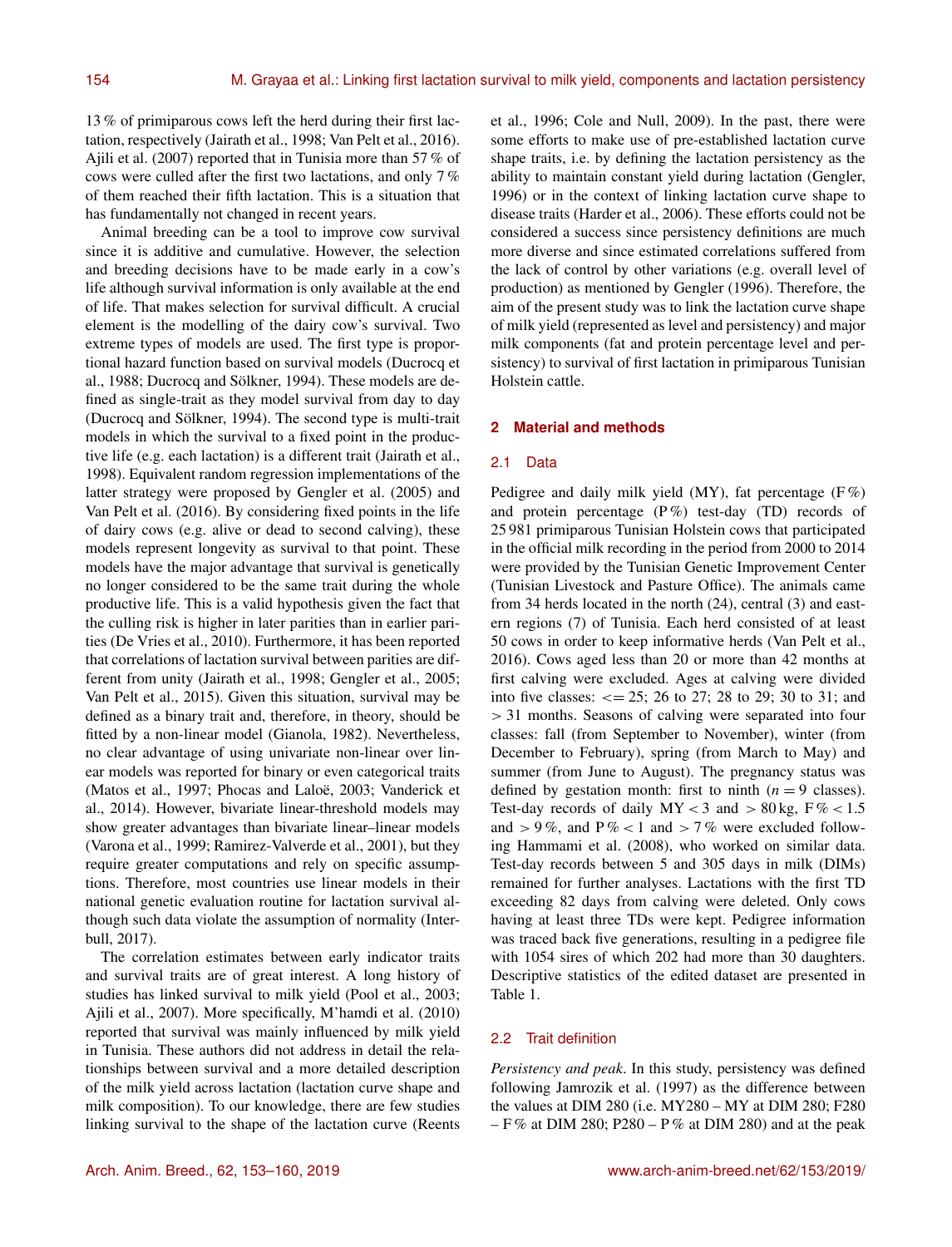13 % of primiparous cows left the herd during their first lactation, respectively (Jairath et al., 1998; Van Pelt et al., 2016). Ajili et al. (2007) reported that in Tunisia more than 57 % of cows were culled after the first two lactations, and only 7 % of them reached their fifth lactation. This is a situation that has fundamentally not changed in recent years.

Animal breeding can be a tool to improve cow survival since it is additive and cumulative. However, the selection and breeding decisions have to be made early in a cow's life although survival information is only available at the end of life. That makes selection for survival difficult. A crucial element is the modelling of the dairy cow's survival. Two extreme types of models are used. The first type is proportional hazard function based on survival models (Ducrocq et al., 1988; Ducrocq and Sölkner, 1994). These models are defined as single-trait as they model survival from day to day (Ducrocq and Sölkner, 1994). The second type is multi-trait models in which the survival to a fixed point in the productive life (e.g. each lactation) is a different trait (Jairath et al., 1998). Equivalent random regression implementations of the latter strategy were proposed by Gengler et al. (2005) and Van Pelt et al. (2016). By considering fixed points in the life of dairy cows (e.g. alive or dead to second calving), these models represent longevity as survival to that point. These models have the major advantage that survival is genetically no longer considered to be the same trait during the whole productive life. This is a valid hypothesis given the fact that the culling risk is higher in later parities than in earlier parities (De Vries et al., 2010). Furthermore, it has been reported that correlations of lactation survival between parities are different from unity (Jairath et al., 1998; Gengler et al., 2005; Van Pelt et al., 2015). Given this situation, survival may be defined as a binary trait and, therefore, in theory, should be fitted by a non-linear model (Gianola, 1982). Nevertheless, no clear advantage of using univariate non-linear over linear models was reported for binary or even categorical traits (Matos et al., 1997; Phocas and Laloë, 2003; Vanderick et al., 2014). However, bivariate linear-threshold models may show greater advantages than bivariate linear–linear models (Varona et al., 1999; Ramirez-Valverde et al., 2001), but they require greater computations and rely on specific assumptions. Therefore, most countries use linear models in their national genetic evaluation routine for lactation survival although such data violate the assumption of normality (Interbull, 2017).

The correlation estimates between early indicator traits and survival traits are of great interest. A long history of studies has linked survival to milk yield (Pool et al., 2003; Ajili et al., 2007). More specifically, M'hamdi et al. (2010) reported that survival was mainly influenced by milk yield in Tunisia. These authors did not address in detail the relationships between survival and a more detailed description of the milk yield across lactation (lactation curve shape and milk composition). To our knowledge, there are few studies linking survival to the shape of the lactation curve (Reents et al., 1996; Cole and Null, 2009). In the past, there were some efforts to make use of pre-established lactation curve shape traits, i.e. by defining the lactation persistency as the ability to maintain constant yield during lactation (Gengler, 1996) or in the context of linking lactation curve shape to disease traits (Harder et al., 2006). These efforts could not be considered a success since persistency definitions are much more diverse and since estimated correlations suffered from the lack of control by other variations (e.g. overall level of production) as mentioned by Gengler (1996). Therefore, the aim of the present study was to link the lactation curve shape of milk yield (represented as level and persistency) and major milk components (fat and protein percentage level and persistency) to survival of first lactation in primiparous Tunisian Holstein cattle.

## 2 Material and methods

### 2.1 Data

Pedigree and daily milk yield (MY), fat percentage (F %) and protein percentage (P %) test-day (TD) records of 25 981 primiparous Tunisian Holstein cows that participated in the official milk recording in the period from 2000 to 2014 were provided by the Tunisian Genetic Improvement Center (Tunisian Livestock and Pasture Office). The animals came from 34 herds located in the north (24), central (3) and eastern regions (7) of Tunisia. Each herd consisted of at least 50 cows in order to keep informative herds (Van Pelt et al., 2016). Cows aged less than 20 or more than 42 months at first calving were excluded. Ages at calving were divided into five classes: <= 25; 26 to 27; 28 to 29; 30 to 31; and > 31 months. Seasons of calving were separated into four classes: fall (from September to November), winter (from December to February), spring (from March to May) and summer (from June to August). The pregnancy status was defined by gestation month: first to ninth ($n = 9$ classes). Test-day records of daily MY < 3 and > 80 kg, F % < 1.5 and > 9 %, and P % < 1 and > 7 % were excluded following Hammami et al. (2008), who worked on similar data. Test-day records between 5 and 305 days in milk (DIMs) remained for further analyses. Lactations with the first TD exceeding 82 days from calving were deleted. Only cows having at least three TDs were kept. Pedigree information was traced back five generations, resulting in a pedigree file with 1054 sires of which 202 had more than 30 daughters. Descriptive statistics of the edited dataset are presented in Table 1.

### 2.2 Trait definition

*Persistency and peak*. In this study, persistency was defined following Jamrozik et al. (1997) as the difference between the values at DIM 280 (i.e. MY280 – MY at DIM 280; F280 – F % at DIM 280; P280 – P % at DIM 280) and at the peak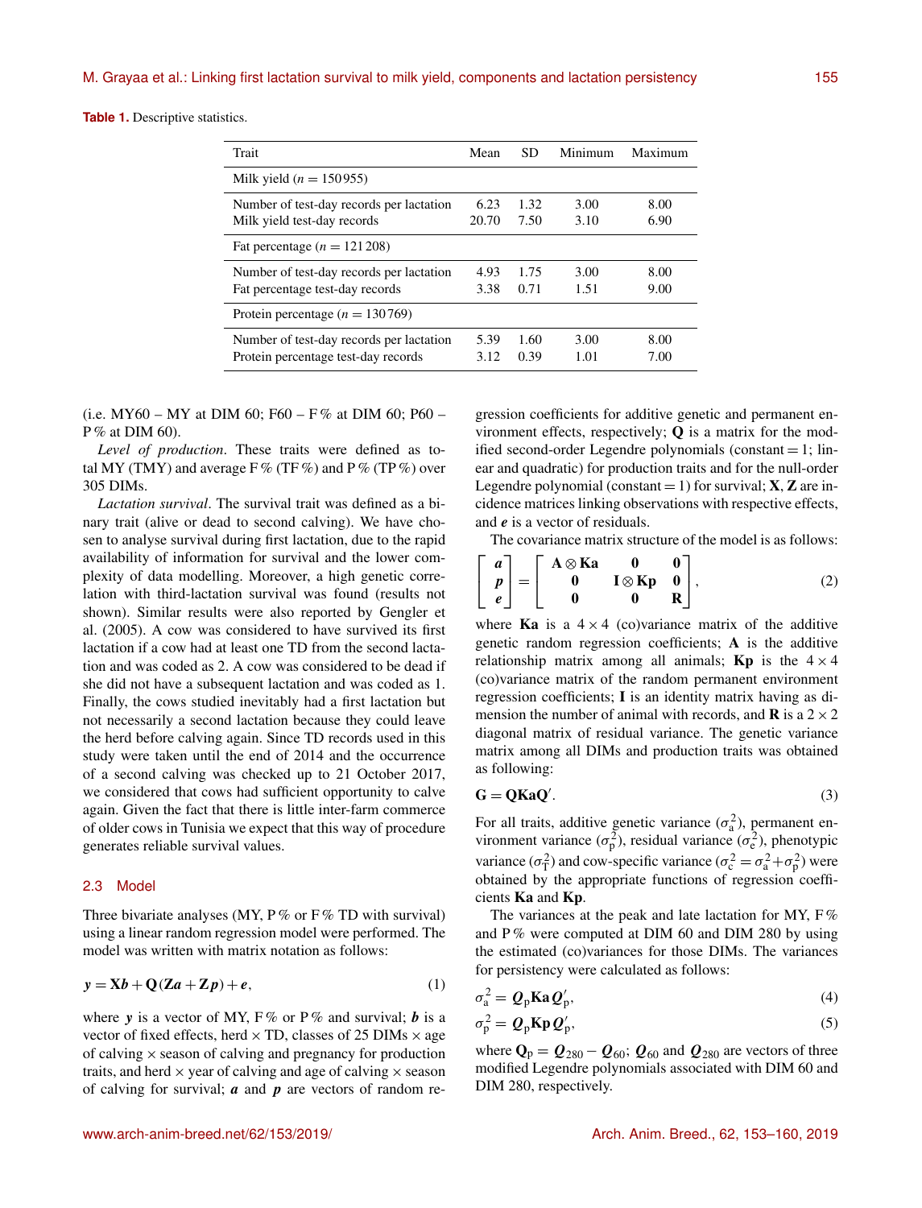**Table 1.** Descriptive statistics.

| Trait | Mean | SD | Minimum | Maximum |
|---|---|---|---|---|
| Milk yield ($n = 150\,955$) | | | | |
| Number of test-day records per lactation | 6.23 | 1.32 | 3.00 | 8.00 |
| Milk yield test-day records | 20.70 | 7.50 | 3.10 | 6.90 |
| Fat percentage ($n = 121\,208$) | | | | |
| Number of test-day records per lactation | 4.93 | 1.75 | 3.00 | 8.00 |
| Fat percentage test-day records | 3.38 | 0.71 | 1.51 | 9.00 |
| Protein percentage ($n = 130\,769$) | | | | |
| Number of test-day records per lactation | 5.39 | 1.60 | 3.00 | 8.00 |
| Protein percentage test-day records | 3.12 | 0.39 | 1.01 | 7.00 |

(i.e. MY60 – MY at DIM 60; F60 – F % at DIM 60; P60 – P % at DIM 60).

*Level of production*. These traits were defined as total MY (TMY) and average F % (TF %) and P % (TP %) over 305 DIMs.

*Lactation survival*. The survival trait was defined as a binary trait (alive or dead to second calving). We have chosen to analyse survival during first lactation, due to the rapid availability of information for survival and the lower complexity of data modelling. Moreover, a high genetic correlation with third-lactation survival was found (results not shown). Similar results were also reported by Gengler et al. (2005). A cow was considered to have survived its first lactation if a cow had at least one TD from the second lactation and was coded as 2. A cow was considered to be dead if she did not have a subsequent lactation and was coded as 1. Finally, the cows studied inevitably had a first lactation but not necessarily a second lactation because they could leave the herd before calving again. Since TD records used in this study were taken until the end of 2014 and the occurrence of a second calving was checked up to 21 October 2017, we considered that cows had sufficient opportunity to calve again. Given the fact that there is little inter-farm commerce of older cows in Tunisia we expect that this way of procedure generates reliable survival values.

## 2.3 Model

Three bivariate analyses (MY, P % or F % TD with survival) using a linear random regression model were performed. The model was written with matrix notation as follows:

$$\boldsymbol{y} = \mathbf{X}\boldsymbol{b} + \mathbf{Q}(\mathbf{Z}\boldsymbol{a} + \mathbf{Z}\boldsymbol{p}) + \boldsymbol{e}, \tag{1}$$

where $\boldsymbol{y}$ is a vector of MY, F % or P % and survival; $\boldsymbol{b}$ is a vector of fixed effects, herd × TD, classes of 25 DIMs × age of calving × season of calving and pregnancy for production traits, and herd × year of calving and age of calving × season of calving for survival; $\boldsymbol{a}$ and $\boldsymbol{p}$ are vectors of random regression coefficients for additive genetic and permanent environment effects, respectively; $\mathbf{Q}$ is a matrix for the modified second-order Legendre polynomials (constant = 1; linear and quadratic) for production traits and for the null-order Legendre polynomial (constant = 1) for survival; $\mathbf{X}$, $\mathbf{Z}$ are incidence matrices linking observations with respective effects, and $\boldsymbol{e}$ is a vector of residuals.

The covariance matrix structure of the model is as follows:

$$\begin{bmatrix} \boldsymbol{a} \\ \boldsymbol{p} \\ \boldsymbol{e} \end{bmatrix} = \begin{bmatrix} \mathbf{A} \otimes \mathbf{Ka} & \mathbf{0} & \mathbf{0} \\ \mathbf{0} & \mathbf{I} \otimes \mathbf{Kp} & \mathbf{0} \\ \mathbf{0} & \mathbf{0} & \mathbf{R} \end{bmatrix}, \tag{2}$$

where $\mathbf{Ka}$ is a $4 \times 4$ (co)variance matrix of the additive genetic random regression coefficients; $\mathbf{A}$ is the additive relationship matrix among all animals; $\mathbf{Kp}$ is the $4 \times 4$ (co)variance matrix of the random permanent environment regression coefficients; $\mathbf{I}$ is an identity matrix having as dimension the number of animal with records, and $\mathbf{R}$ is a $2 \times 2$ diagonal matrix of residual variance. The genetic variance matrix among all DIMs and production traits was obtained as following:

$$\mathbf{G} = \mathbf{QKaQ}'. \tag{3}$$

For all traits, additive genetic variance ($\sigma_a^2$), permanent environment variance ($\sigma_p^2$), residual variance ($\sigma_e^2$), phenotypic variance ($\sigma_T^2$) and cow-specific variance ($\sigma_c^2 = \sigma_a^2 + \sigma_p^2$) were obtained by the appropriate functions of regression coefficients $\mathbf{Ka}$ and $\mathbf{Kp}$.

The variances at the peak and late lactation for MY, F % and P % were computed at DIM 60 and DIM 280 by using the estimated (co)variances for those DIMs. The variances for persistency were calculated as follows:

$$\sigma_a^2 = \boldsymbol{Q}_p \mathbf{Ka} \boldsymbol{Q}_p', \tag{4}$$

$$\sigma_p^2 = \boldsymbol{Q}_p \mathbf{Kp} \boldsymbol{Q}_p', \tag{5}$$

where $\mathbf{Q}_p = \boldsymbol{Q}_{280} - \boldsymbol{Q}_{60}$; $\boldsymbol{Q}_{60}$ and $\boldsymbol{Q}_{280}$ are vectors of three modified Legendre polynomials associated with DIM 60 and DIM 280, respectively.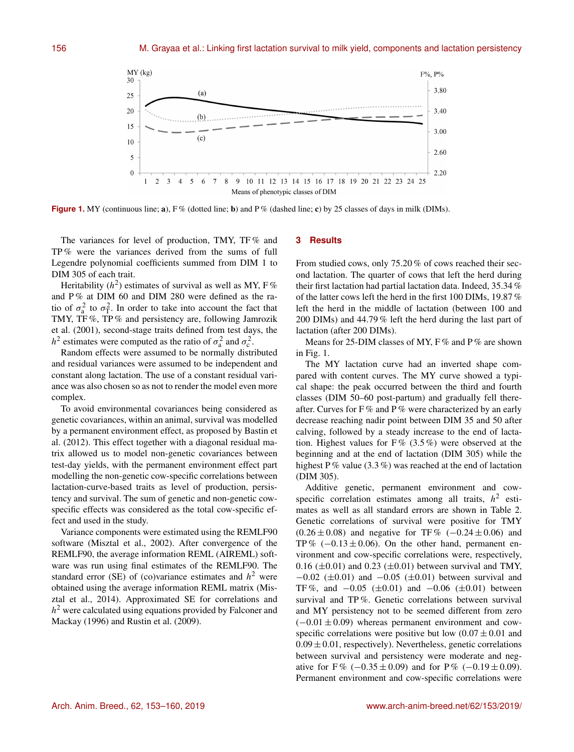**Figure 1.** MY (continuous line; **a**), F % (dotted line; **b**) and P % (dashed line; **c**) by 25 classes of days in milk (DIMs).

The variances for level of production, TMY, TF % and TP % were the variances derived from the sums of full Legendre polynomial coefficients summed from DIM 1 to DIM 305 of each trait.

Heritability ($h^2$) estimates of survival as well as MY, F % and P % at DIM 60 and DIM 280 were defined as the ratio of $\sigma_a^2$ to $\sigma_T^2$. In order to take into account the fact that TMY, TF %, TP % and persistency are, following Jamrozik et al. (2001), second-stage traits defined from test days, the $h^2$ estimates were computed as the ratio of $\sigma_a^2$ and $\sigma_c^2$.

Random effects were assumed to be normally distributed and residual variances were assumed to be independent and constant along lactation. The use of a constant residual variance was also chosen so as not to render the model even more complex.

To avoid environmental covariances being considered as genetic covariances, within an animal, survival was modelled by a permanent environment effect, as proposed by Bastin et al. (2012). This effect together with a diagonal residual matrix allowed us to model non-genetic covariances between test-day yields, with the permanent environment effect part modelling the non-genetic cow-specific correlations between lactation-curve-based traits as level of production, persistency and survival. The sum of genetic and non-genetic cow-specific effects was considered as the total cow-specific effect and used in the study.

Variance components were estimated using the REMLF90 software (Misztal et al., 2002). After convergence of the REMLF90, the average information REML (AIREML) software was run using final estimates of the REMLF90. The standard error (SE) of (co)variance estimates and $h^2$ were obtained using the average information REML matrix (Misztal et al., 2014). Approximated SE for correlations and $h^2$ were calculated using equations provided by Falconer and Mackay (1996) and Rustin et al. (2009).

## 3 Results

From studied cows, only 75.20 % of cows reached their second lactation. The quarter of cows that left the herd during their first lactation had partial lactation data. Indeed, 35.34 % of the latter cows left the herd in the first 100 DIMs, 19.87 % left the herd in the middle of lactation (between 100 and 200 DIMs) and 44.79 % left the herd during the last part of lactation (after 200 DIMs).

Means for 25-DIM classes of MY, F % and P % are shown in Fig. 1.

The MY lactation curve had an inverted shape compared with content curves. The MY curve showed a typical shape: the peak occurred between the third and fourth classes (DIM 50–60 post-partum) and gradually fell thereafter. Curves for F % and P % were characterized by an early decrease reaching nadir point between DIM 35 and 50 after calving, followed by a steady increase to the end of lactation. Highest values for F % (3.5 %) were observed at the beginning and at the end of lactation (DIM 305) while the highest P % value (3.3 %) was reached at the end of lactation (DIM 305).

Additive genetic, permanent environment and cow-specific correlation estimates among all traits, $h^2$ estimates as well as all standard errors are shown in Table 2. Genetic correlations of survival were positive for TMY ($0.26 \pm 0.08$) and negative for TF % ($-0.24 \pm 0.06$) and TP % ($-0.13 \pm 0.06$). On the other hand, permanent environment and cow-specific correlations were, respectively, 0.16 ($\pm 0.01$) and 0.23 ($\pm 0.01$) between survival and TMY, $-0.02$ ($\pm 0.01$) and $-0.05$ ($\pm 0.01$) between survival and TF %, and $-0.05$ ($\pm 0.01$) and $-0.06$ ($\pm 0.01$) between survival and TP %. Genetic correlations between survival and MY persistency not to be seemed different from zero ($-0.01 \pm 0.09$) whereas permanent environment and cow-specific correlations were positive but low ($0.07 \pm 0.01$ and $0.09 \pm 0.01$, respectively). Nevertheless, genetic correlations between survival and persistency were moderate and negative for F % ($-0.35 \pm 0.09$) and for P % ($-0.19 \pm 0.09$). Permanent environment and cow-specific correlations were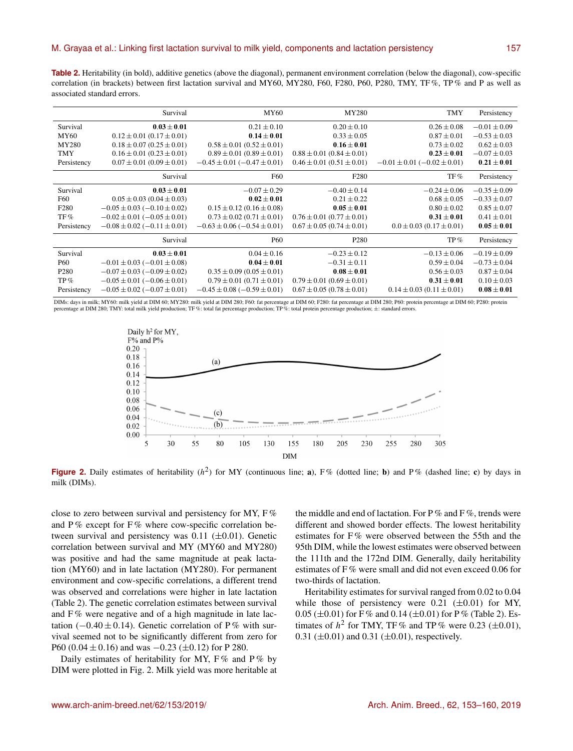**Table 2.** Heritability (in bold), additive genetics (above the diagonal), permanent environment correlation (below the diagonal), cow-specific correlation (in brackets) between first lactation survival and MY60, MY280, F60, F280, P60, P280, TMY, TF %, TP % and P as well as associated standard errors.

| | Survival | MY60 | MY280 | TMY | Persistency |
|---|---|---|---|---|---|
| Survival | **0.03 ± 0.01** | 0.21 ± 0.10 | 0.20 ± 0.10 | 0.26 ± 0.08 | −0.01 ± 0.09 |
| MY60 | 0.12 ± 0.01 (0.17 ± 0.01) | **0.14 ± 0.01** | 0.33 ± 0.05 | 0.87 ± 0.01 | −0.53 ± 0.03 |
| MY280 | 0.18 ± 0.07 (0.25 ± 0.01) | 0.58 ± 0.01 (0.52 ± 0.01) | **0.16 ± 0.01** | 0.73 ± 0.02 | 0.62 ± 0.03 |
| TMY | 0.16 ± 0.01 (0.23 ± 0.01) | 0.89 ± 0.01 (0.89 ± 0.01) | 0.88 ± 0.01 (0.84 ± 0.01) | **0.23 ± 0.01** | −0.07 ± 0.03 |
| Persistency | 0.07 ± 0.01 (0.09 ± 0.01) | −0.45 ± 0.01 (−0.47 ± 0.01) | 0.46 ± 0.01 (0.51 ± 0.01) | −0.01 ± 0.01 (−0.02 ± 0.01) | **0.21 ± 0.01** |
| | Survival | F60 | F280 | TF % | Persistency |
| Survival | **0.03 ± 0.01** | −0.07 ± 0.29 | −0.40 ± 0.14 | −0.24 ± 0.06 | −0.35 ± 0.09 |
| F60 | 0.05 ± 0.03 (0.04 ± 0.03) | **0.02 ± 0.01** | 0.21 ± 0.22 | 0.68 ± 0.05 | −0.33 ± 0.07 |
| F280 | −0.05 ± 0.03 (−0.10 ± 0.02) | 0.15 ± 0.12 (0.16 ± 0.08) | **0.05 ± 0.01** | 0.80 ± 0.02 | 0.85 ± 0.07 |
| TF % | −0.02 ± 0.01 (−0.05 ± 0.01) | 0.73 ± 0.02 (0.71 ± 0.01) | 0.76 ± 0.01 (0.77 ± 0.01) | **0.31 ± 0.01** | 0.41 ± 0.01 |
| Persistency | −0.08 ± 0.02 (−0.11 ± 0.01) | −0.63 ± 0.06 (−0.54 ± 0.01) | 0.67 ± 0.05 (0.74 ± 0.01) | 0.0 ± 0.03 (0.17 ± 0.01) | **0.05 ± 0.01** |
| | Survival | P60 | P280 | TP % | Persistency |
| Survival | **0.03 ± 0.01** | 0.04 ± 0.16 | −0.23 ± 0.12 | −0.13 ± 0.06 | −0.19 ± 0.09 |
| P60 | −0.01 ± 0.03 (−0.01 ± 0.08) | **0.04 ± 0.01** | −0.31 ± 0.11 | 0.59 ± 0.04 | −0.73 ± 0.04 |
| P280 | −0.07 ± 0.03 (−0.09 ± 0.02) | 0.35 ± 0.09 (0.05 ± 0.01) | **0.08 ± 0.01** | 0.56 ± 0.03 | 0.87 ± 0.04 |
| TP % | −0.05 ± 0.01 (−0.06 ± 0.01) | 0.79 ± 0.01 (0.71 ± 0.01) | 0.79 ± 0.01 (0.69 ± 0.01) | **0.31 ± 0.01** | 0.10 ± 0.03 |
| Persistency | −0.05 ± 0.02 (−0.07 ± 0.01) | −0.45 ± 0.08 (−0.59 ± 0.01) | 0.67 ± 0.05 (0.78 ± 0.01) | 0.14 ± 0.03 (0.11 ± 0.01) | **0.08 ± 0.01** |

DIMs: days in milk; MY60: milk yield at DIM 60; MY280: milk yield at DIM 280; F60: fat percentage at DIM 60; F280: fat percentage at DIM 280; P60: protein percentage at DIM 60; P280: protein percentage at DIM 280; TMY: total milk yield production; TF %: total fat percentage production; TP %: total protein percentage production; ±: standard errors.

**Figure 2.** Daily estimates of heritability ($h^2$) for MY (continuous line; **a**), F % (dotted line; **b**) and P % (dashed line; **c**) by days in milk (DIMs).

close to zero between survival and persistency for MY, F % and P % except for F % where cow-specific correlation between survival and persistency was 0.11 (±0.01). Genetic correlation between survival and MY (MY60 and MY280) was positive and had the same magnitude at peak lactation (MY60) and in late lactation (MY280). For permanent environment and cow-specific correlations, a different trend was observed and correlations were higher in late lactation (Table 2). The genetic correlation estimates between survival and F % were negative and of a high magnitude in late lactation (−0.40 ± 0.14). Genetic correlation of P % with survival seemed not to be significantly different from zero for P60 (0.04 ± 0.16) and was −0.23 (±0.12) for P 280.

Daily estimates of heritability for MY, F % and P % by DIM were plotted in Fig. 2. Milk yield was more heritable at the middle and end of lactation. For P % and F %, trends were different and showed border effects. The lowest heritability estimates for F % were observed between the 55th and the 95th DIM, while the lowest estimates were observed between the 111th and the 172nd DIM. Generally, daily heritability estimates of F % were small and did not even exceed 0.06 for two-thirds of lactation.

Heritability estimates for survival ranged from 0.02 to 0.04 while those of persistency were 0.21 (±0.01) for MY, 0.05 (±0.01) for F % and 0.14 (±0.01) for P % (Table 2). Estimates of $h^2$ for TMY, TF % and TP % were 0.23 (±0.01), 0.31 (±0.01) and 0.31 (±0.01), respectively.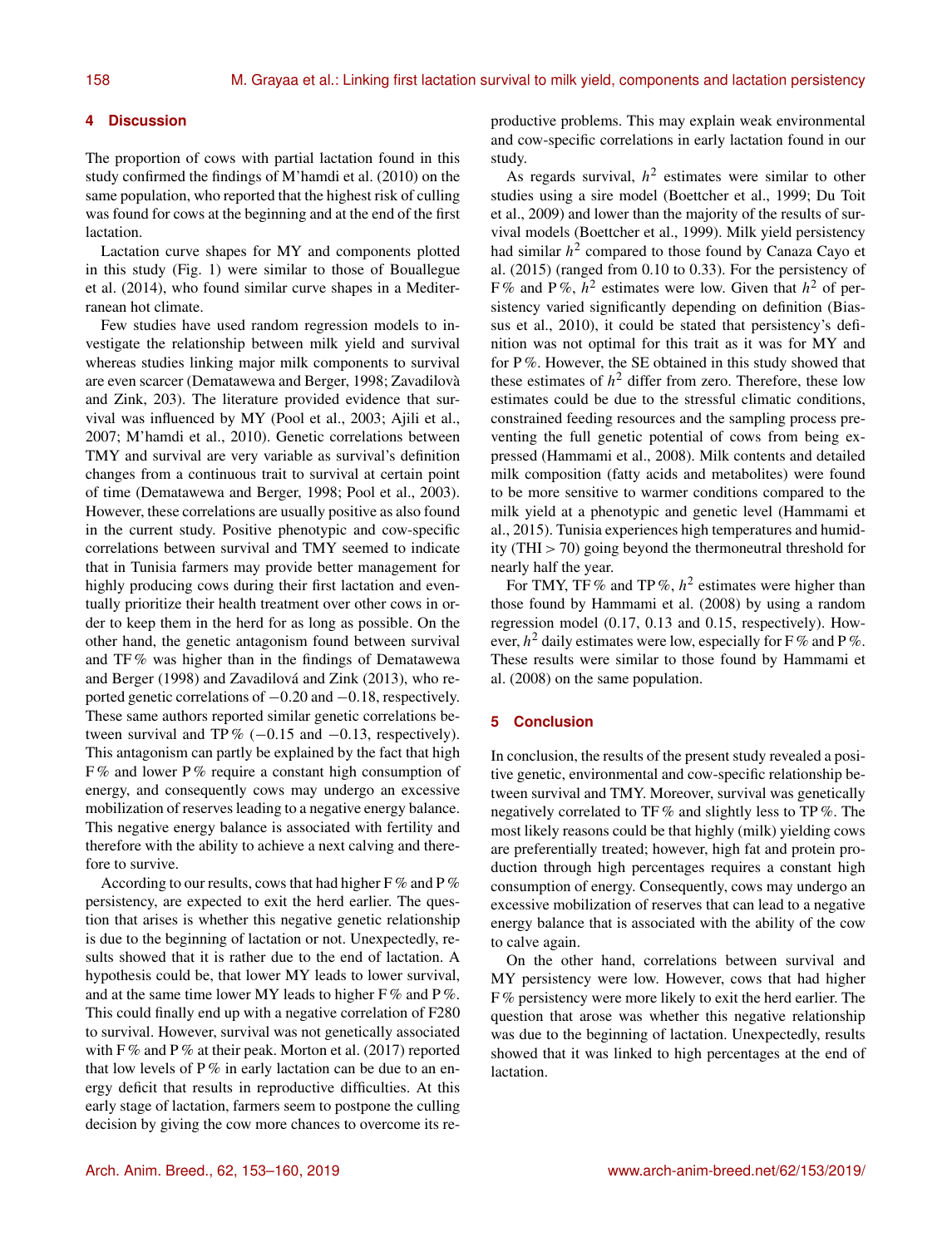## 4 Discussion

The proportion of cows with partial lactation found in this study confirmed the findings of M'hamdi et al. (2010) on the same population, who reported that the highest risk of culling was found for cows at the beginning and at the end of the first lactation.

Lactation curve shapes for MY and components plotted in this study (Fig. 1) were similar to those of Bouallegue et al. (2014), who found similar curve shapes in a Mediterranean hot climate.

Few studies have used random regression models to investigate the relationship between milk yield and survival whereas studies linking major milk components to survival are even scarcer (Dematawewa and Berger, 1998; Zavadilovà and Zink, 203). The literature provided evidence that survival was influenced by MY (Pool et al., 2003; Ajili et al., 2007; M'hamdi et al., 2010). Genetic correlations between TMY and survival are very variable as survival's definition changes from a continuous trait to survival at certain point of time (Dematawewa and Berger, 1998; Pool et al., 2003). However, these correlations are usually positive as also found in the current study. Positive phenotypic and cow-specific correlations between survival and TMY seemed to indicate that in Tunisia farmers may provide better management for highly producing cows during their first lactation and eventually prioritize their health treatment over other cows in order to keep them in the herd for as long as possible. On the other hand, the genetic antagonism found between survival and TF % was higher than in the findings of Dematawewa and Berger (1998) and Zavadilová and Zink (2013), who reported genetic correlations of −0.20 and −0.18, respectively. These same authors reported similar genetic correlations between survival and TP % (−0.15 and −0.13, respectively). This antagonism can partly be explained by the fact that high F % and lower P % require a constant high consumption of energy, and consequently cows may undergo an excessive mobilization of reserves leading to a negative energy balance. This negative energy balance is associated with fertility and therefore with the ability to achieve a next calving and therefore to survive.

According to our results, cows that had higher F % and P % persistency, are expected to exit the herd earlier. The question that arises is whether this negative genetic relationship is due to the beginning of lactation or not. Unexpectedly, results showed that it is rather due to the end of lactation. A hypothesis could be, that lower MY leads to lower survival, and at the same time lower MY leads to higher F % and P %. This could finally end up with a negative correlation of F280 to survival. However, survival was not genetically associated with F % and P % at their peak. Morton et al. (2017) reported that low levels of P % in early lactation can be due to an energy deficit that results in reproductive difficulties. At this early stage of lactation, farmers seem to postpone the culling decision by giving the cow more chances to overcome its reproductive problems. This may explain weak environmental and cow-specific correlations in early lactation found in our study.

As regards survival, $h^2$ estimates were similar to other studies using a sire model (Boettcher et al., 1999; Du Toit et al., 2009) and lower than the majority of the results of survival models (Boettcher et al., 1999). Milk yield persistency had similar $h^2$ compared to those found by Canaza Cayo et al. (2015) (ranged from 0.10 to 0.33). For the persistency of F % and P %, $h^2$ estimates were low. Given that $h^2$ of persistency varied significantly depending on definition (Biassus et al., 2010), it could be stated that persistency's definition was not optimal for this trait as it was for MY and for P %. However, the SE obtained in this study showed that these estimates of $h^2$ differ from zero. Therefore, these low estimates could be due to the stressful climatic conditions, constrained feeding resources and the sampling process preventing the full genetic potential of cows from being expressed (Hammami et al., 2008). Milk contents and detailed milk composition (fatty acids and metabolites) were found to be more sensitive to warmer conditions compared to the milk yield at a phenotypic and genetic level (Hammami et al., 2015). Tunisia experiences high temperatures and humidity (THI > 70) going beyond the thermoneutral threshold for nearly half the year.

For TMY, TF % and TP %, $h^2$ estimates were higher than those found by Hammami et al. (2008) by using a random regression model (0.17, 0.13 and 0.15, respectively). However, $h^2$ daily estimates were low, especially for F % and P %. These results were similar to those found by Hammami et al. (2008) on the same population.

## 5 Conclusion

In conclusion, the results of the present study revealed a positive genetic, environmental and cow-specific relationship between survival and TMY. Moreover, survival was genetically negatively correlated to TF % and slightly less to TP %. The most likely reasons could be that highly (milk) yielding cows are preferentially treated; however, high fat and protein production through high percentages requires a constant high consumption of energy. Consequently, cows may undergo an excessive mobilization of reserves that can lead to a negative energy balance that is associated with the ability of the cow to calve again.

On the other hand, correlations between survival and MY persistency were low. However, cows that had higher F % persistency were more likely to exit the herd earlier. The question that arose was whether this negative relationship was due to the beginning of lactation. Unexpectedly, results showed that it was linked to high percentages at the end of lactation.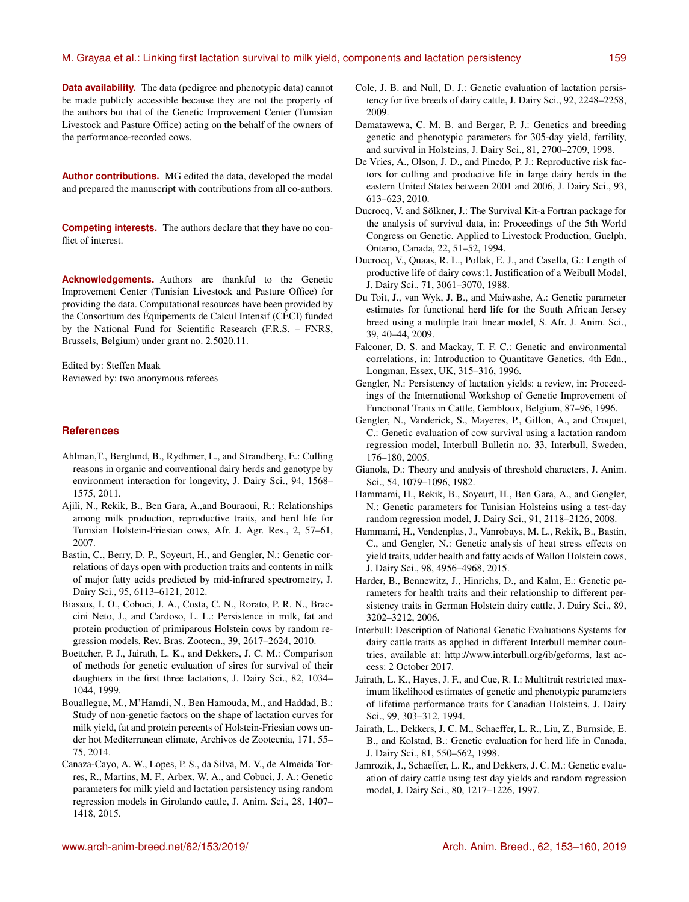**Data availability.** The data (pedigree and phenotypic data) cannot be made publicly accessible because they are not the property of the authors but that of the Genetic Improvement Center (Tunisian Livestock and Pasture Office) acting on the behalf of the owners of the performance-recorded cows.

**Author contributions.** MG edited the data, developed the model and prepared the manuscript with contributions from all co-authors.

**Competing interests.** The authors declare that they have no conflict of interest.

**Acknowledgements.** Authors are thankful to the Genetic Improvement Center (Tunisian Livestock and Pasture Office) for providing the data. Computational resources have been provided by the Consortium des Équipements de Calcul Intensif (CÉCI) funded by the National Fund for Scientific Research (F.R.S. – FNRS, Brussels, Belgium) under grant no. 2.5020.11.

Edited by: Steffen Maak
Reviewed by: two anonymous referees

## References

Ahlman,T., Berglund, B., Rydhmer, L., and Strandberg, E.: Culling reasons in organic and conventional dairy herds and genotype by environment interaction for longevity, J. Dairy Sci., 94, 1568–1575, 2011.

Ajili, N., Rekik, B., Ben Gara, A.,and Bouraoui, R.: Relationships among milk production, reproductive traits, and herd life for Tunisian Holstein-Friesian cows, Afr. J. Agr. Res., 2, 57–61, 2007.

Bastin, C., Berry, D. P., Soyeurt, H., and Gengler, N.: Genetic correlations of days open with production traits and contents in milk of major fatty acids predicted by mid-infrared spectrometry, J. Dairy Sci., 95, 6113–6121, 2012.

Biassus, I. O., Cobuci, J. A., Costa, C. N., Rorato, P. R. N., Braccini Neto, J., and Cardoso, L. L.: Persistence in milk, fat and protein production of primiparous Holstein cows by random regression models, Rev. Bras. Zootecn., 39, 2617–2624, 2010.

Boettcher, P. J., Jairath, L. K., and Dekkers, J. C. M.: Comparison of methods for genetic evaluation of sires for survival of their daughters in the first three lactations, J. Dairy Sci., 82, 1034–1044, 1999.

Bouallegue, M., M'Hamdi, N., Ben Hamouda, M., and Haddad, B.: Study of non-genetic factors on the shape of lactation curves for milk yield, fat and protein percents of Holstein-Friesian cows under hot Mediterranean climate, Archivos de Zootecnia, 171, 55–75, 2014.

Canaza-Cayo, A. W., Lopes, P. S., da Silva, M. V., de Almeida Torres, R., Martins, M. F., Arbex, W. A., and Cobuci, J. A.: Genetic parameters for milk yield and lactation persistency using random regression models in Girolando cattle, J. Anim. Sci., 28, 1407–1418, 2015.

Cole, J. B. and Null, D. J.: Genetic evaluation of lactation persistency for five breeds of dairy cattle, J. Dairy Sci., 92, 2248–2258, 2009.

Dematawewa, C. M. B. and Berger, P. J.: Genetics and breeding genetic and phenotypic parameters for 305-day yield, fertility, and survival in Holsteins, J. Dairy Sci., 81, 2700–2709, 1998.

De Vries, A., Olson, J. D., and Pinedo, P. J.: Reproductive risk factors for culling and productive life in large dairy herds in the eastern United States between 2001 and 2006, J. Dairy Sci., 93, 613–623, 2010.

Ducrocq, V. and Sölkner, J.: The Survival Kit-a Fortran package for the analysis of survival data, in: Proceedings of the 5th World Congress on Genetic. Applied to Livestock Production, Guelph, Ontario, Canada, 22, 51–52, 1994.

Ducrocq, V., Quaas, R. L., Pollak, E. J., and Casella, G.: Length of productive life of dairy cows:1. Justification of a Weibull Model, J. Dairy Sci., 71, 3061–3070, 1988.

Du Toit, J., van Wyk, J. B., and Maiwashe, A.: Genetic parameter estimates for functional herd life for the South African Jersey breed using a multiple trait linear model, S. Afr. J. Anim. Sci., 39, 40–44, 2009.

Falconer, D. S. and Mackay, T. F. C.: Genetic and environmental correlations, in: Introduction to Quantitave Genetics, 4th Edn., Longman, Essex, UK, 315–316, 1996.

Gengler, N.: Persistency of lactation yields: a review, in: Proceedings of the International Workshop of Genetic Improvement of Functional Traits in Cattle, Gembloux, Belgium, 87–96, 1996.

Gengler, N., Vanderick, S., Mayeres, P., Gillon, A., and Croquet, C.: Genetic evaluation of cow survival using a lactation random regression model, Interbull Bulletin no. 33, Interbull, Sweden, 176–180, 2005.

Gianola, D.: Theory and analysis of threshold characters, J. Anim. Sci., 54, 1079–1096, 1982.

Hammami, H., Rekik, B., Soyeurt, H., Ben Gara, A., and Gengler, N.: Genetic parameters for Tunisian Holsteins using a test-day random regression model, J. Dairy Sci., 91, 2118–2126, 2008.

Hammami, H., Vendenplas, J., Vanrobays, M. L., Rekik, B., Bastin, C., and Gengler, N.: Genetic analysis of heat stress effects on yield traits, udder health and fatty acids of Wallon Holstein cows, J. Dairy Sci., 98, 4956–4968, 2015.

Harder, B., Bennewitz, J., Hinrichs, D., and Kalm, E.: Genetic parameters for health traits and their relationship to different persistency traits in German Holstein dairy cattle, J. Dairy Sci., 89, 3202–3212, 2006.

Interbull: Description of National Genetic Evaluations Systems for dairy cattle traits as applied in different Interbull member countries, available at: http://www.interbull.org/ib/geforms, last access: 2 October 2017.

Jairath, L. K., Hayes, J. F., and Cue, R. I.: Multitrait restricted maximum likelihood estimates of genetic and phenotypic parameters of lifetime performance traits for Canadian Holsteins, J. Dairy Sci., 99, 303–312, 1994.

Jairath, L., Dekkers, J. C. M., Schaeffer, L. R., Liu, Z., Burnside, E. B., and Kolstad, B.: Genetic evaluation for herd life in Canada, J. Dairy Sci., 81, 550–562, 1998.

Jamrozik, J., Schaeffer, L. R., and Dekkers, J. C. M.: Genetic evaluation of dairy cattle using test day yields and random regression model, J. Dairy Sci., 80, 1217–1226, 1997.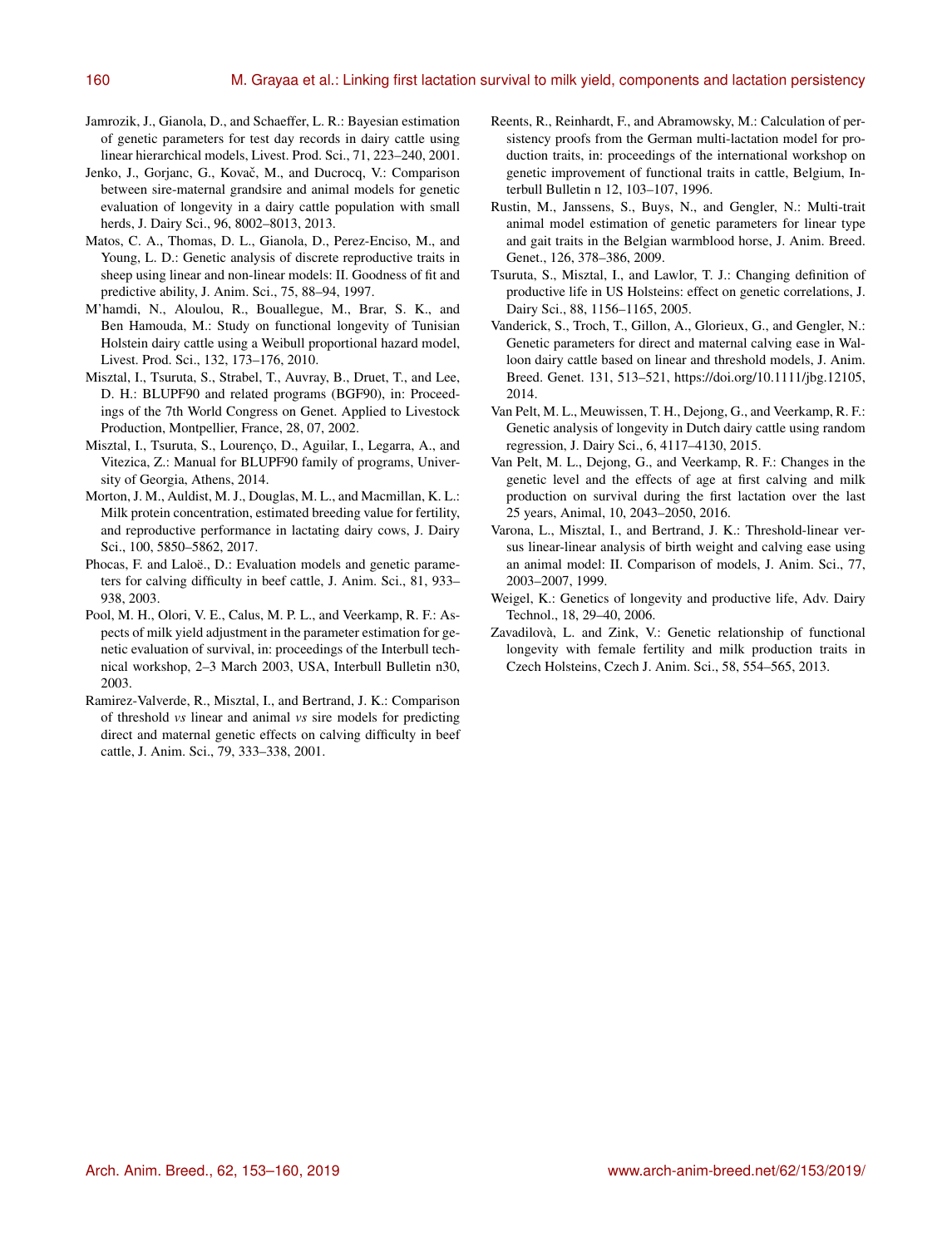Jamrozik, J., Gianola, D., and Schaeffer, L. R.: Bayesian estimation of genetic parameters for test day records in dairy cattle using linear hierarchical models, Livest. Prod. Sci., 71, 223–240, 2001.

Jenko, J., Gorjanc, G., Kovač, M., and Ducrocq, V.: Comparison between sire-maternal grandsire and animal models for genetic evaluation of longevity in a dairy cattle population with small herds, J. Dairy Sci., 96, 8002–8013, 2013.

Matos, C. A., Thomas, D. L., Gianola, D., Perez-Enciso, M., and Young, L. D.: Genetic analysis of discrete reproductive traits in sheep using linear and non-linear models: II. Goodness of fit and predictive ability, J. Anim. Sci., 75, 88–94, 1997.

M'hamdi, N., Aloulou, R., Bouallegue, M., Brar, S. K., and Ben Hamouda, M.: Study on functional longevity of Tunisian Holstein dairy cattle using a Weibull proportional hazard model, Livest. Prod. Sci., 132, 173–176, 2010.

Misztal, I., Tsuruta, S., Strabel, T., Auvray, B., Druet, T., and Lee, D. H.: BLUPF90 and related programs (BGF90), in: Proceedings of the 7th World Congress on Genet. Applied to Livestock Production, Montpellier, France, 28, 07, 2002.

Misztal, I., Tsuruta, S., Lourenço, D., Aguilar, I., Legarra, A., and Vitezica, Z.: Manual for BLUPF90 family of programs, University of Georgia, Athens, 2014.

Morton, J. M., Auldist, M. J., Douglas, M. L., and Macmillan, K. L.: Milk protein concentration, estimated breeding value for fertility, and reproductive performance in lactating dairy cows, J. Dairy Sci., 100, 5850–5862, 2017.

Phocas, F. and Laloë., D.: Evaluation models and genetic parameters for calving difficulty in beef cattle, J. Anim. Sci., 81, 933–938, 2003.

Pool, M. H., Olori, V. E., Calus, M. P. L., and Veerkamp, R. F.: Aspects of milk yield adjustment in the parameter estimation for genetic evaluation of survival, in: proceedings of the Interbull technical workshop, 2–3 March 2003, USA, Interbull Bulletin n30, 2003.

Ramirez-Valverde, R., Misztal, I., and Bertrand, J. K.: Comparison of threshold *vs* linear and animal *vs* sire models for predicting direct and maternal genetic effects on calving difficulty in beef cattle, J. Anim. Sci., 79, 333–338, 2001.

Reents, R., Reinhardt, F., and Abramowsky, M.: Calculation of persistency proofs from the German multi-lactation model for production traits, in: proceedings of the international workshop on genetic improvement of functional traits in cattle, Belgium, Interbull Bulletin n 12, 103–107, 1996.

Rustin, M., Janssens, S., Buys, N., and Gengler, N.: Multi-trait animal model estimation of genetic parameters for linear type and gait traits in the Belgian warmblood horse, J. Anim. Breed. Genet., 126, 378–386, 2009.

Tsuruta, S., Misztal, I., and Lawlor, T. J.: Changing definition of productive life in US Holsteins: effect on genetic correlations, J. Dairy Sci., 88, 1156–1165, 2005.

Vanderick, S., Troch, T., Gillon, A., Glorieux, G., and Gengler, N.: Genetic parameters for direct and maternal calving ease in Walloon dairy cattle based on linear and threshold models, J. Anim. Breed. Genet. 131, 513–521, https://doi.org/10.1111/jbg.12105, 2014.

Van Pelt, M. L., Meuwissen, T. H., Dejong, G., and Veerkamp, R. F.: Genetic analysis of longevity in Dutch dairy cattle using random regression, J. Dairy Sci., 6, 4117–4130, 2015.

Van Pelt, M. L., Dejong, G., and Veerkamp, R. F.: Changes in the genetic level and the effects of age at first calving and milk production on survival during the first lactation over the last 25 years, Animal, 10, 2043–2050, 2016.

Varona, L., Misztal, I., and Bertrand, J. K.: Threshold-linear versus linear-linear analysis of birth weight and calving ease using an animal model: II. Comparison of models, J. Anim. Sci., 77, 2003–2007, 1999.

Weigel, K.: Genetics of longevity and productive life, Adv. Dairy Technol., 18, 29–40, 2006.

Zavadilovà, L. and Zink, V.: Genetic relationship of functional longevity with female fertility and milk production traits in Czech Holsteins, Czech J. Anim. Sci., 58, 554–565, 2013.